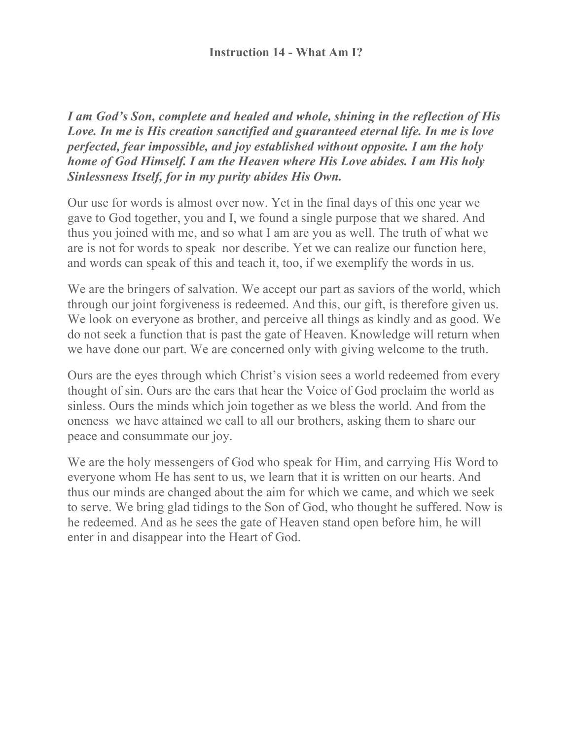**Instruction 14 - What Am I?**

***I am God's Son, complete and healed and whole, shining in the reflection of His Love. In me is His creation sanctified and guaranteed eternal life. In me is love perfected, fear impossible, and joy established without opposite. I am the holy home of God Himself. I am the Heaven where His Love abides. I am His holy Sinlessness Itself, for in my purity abides His Own.***

Our use for words is almost over now. Yet in the final days of this one year we gave to God together, you and I, we found a single purpose that we shared. And thus you joined with me, and so what I am are you as well. The truth of what we are is not for words to speak nor describe. Yet we can realize our function here, and words can speak of this and teach it, too, if we exemplify the words in us.

We are the bringers of salvation. We accept our part as saviors of the world, which through our joint forgiveness is redeemed. And this, our gift, is therefore given us. We look on everyone as brother, and perceive all things as kindly and as good. We do not seek a function that is past the gate of Heaven. Knowledge will return when we have done our part. We are concerned only with giving welcome to the truth.

Ours are the eyes through which Christ's vision sees a world redeemed from every thought of sin. Ours are the ears that hear the Voice of God proclaim the world as sinless. Ours the minds which join together as we bless the world. And from the oneness we have attained we call to all our brothers, asking them to share our peace and consummate our joy.

We are the holy messengers of God who speak for Him, and carrying His Word to everyone whom He has sent to us, we learn that it is written on our hearts. And thus our minds are changed about the aim for which we came, and which we seek to serve. We bring glad tidings to the Son of God, who thought he suffered. Now is he redeemed. And as he sees the gate of Heaven stand open before him, he will enter in and disappear into the Heart of God.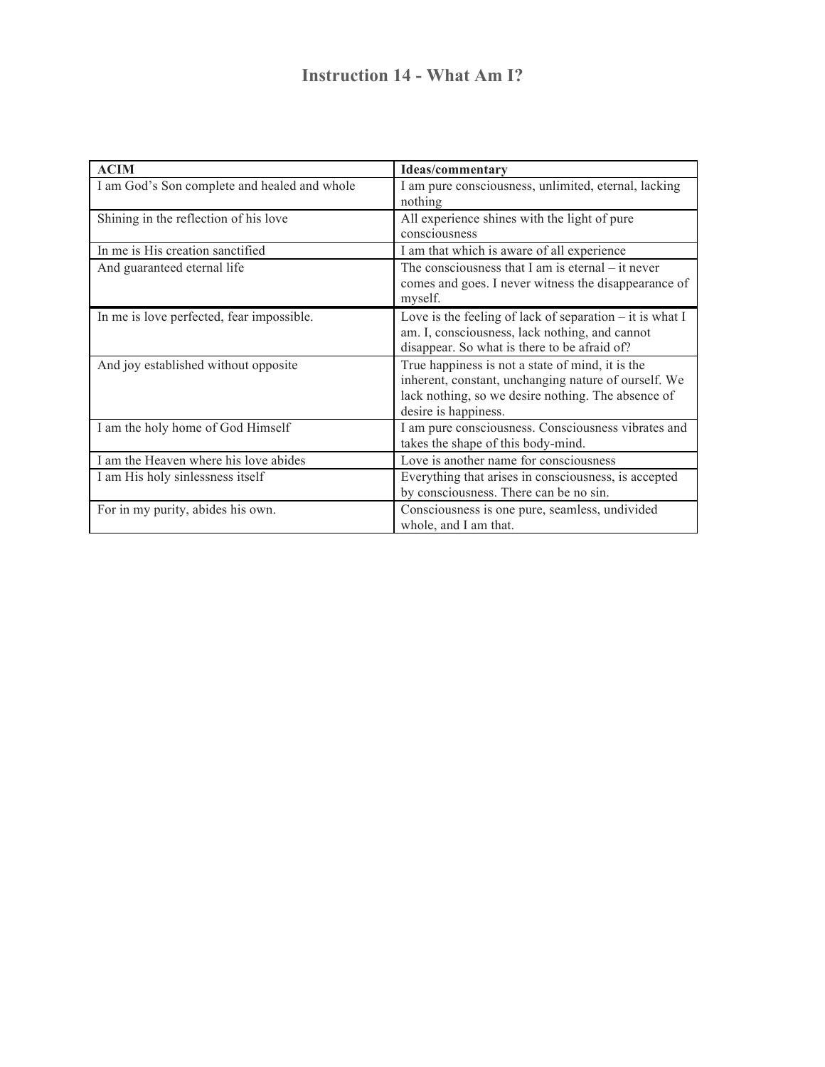# Instruction 14 - What Am I?

| ACIM | Ideas/commentary |
|---|---|
| I am God's Son complete and healed and whole | I am pure consciousness, unlimited, eternal, lacking nothing |
| Shining in the reflection of his love | All experience shines with the light of pure consciousness |
| In me is His creation sanctified | I am that which is aware of all experience |
| And guaranteed eternal life | The consciousness that I am is eternal – it never comes and goes. I never witness the disappearance of myself. |
| In me is love perfected, fear impossible. | Love is the feeling of lack of separation – it is what I am. I, consciousness, lack nothing, and cannot disappear. So what is there to be afraid of? |
| And joy established without opposite | True happiness is not a state of mind, it is the inherent, constant, unchanging nature of ourself. We lack nothing, so we desire nothing. The absence of desire is happiness. |
| I am the holy home of God Himself | I am pure consciousness. Consciousness vibrates and takes the shape of this body-mind. |
| I am the Heaven where his love abides | Love is another name for consciousness |
| I am His holy sinlessness itself | Everything that arises in consciousness, is accepted by consciousness. There can be no sin. |
| For in my purity, abides his own. | Consciousness is one pure, seamless, undivided whole, and I am that. |